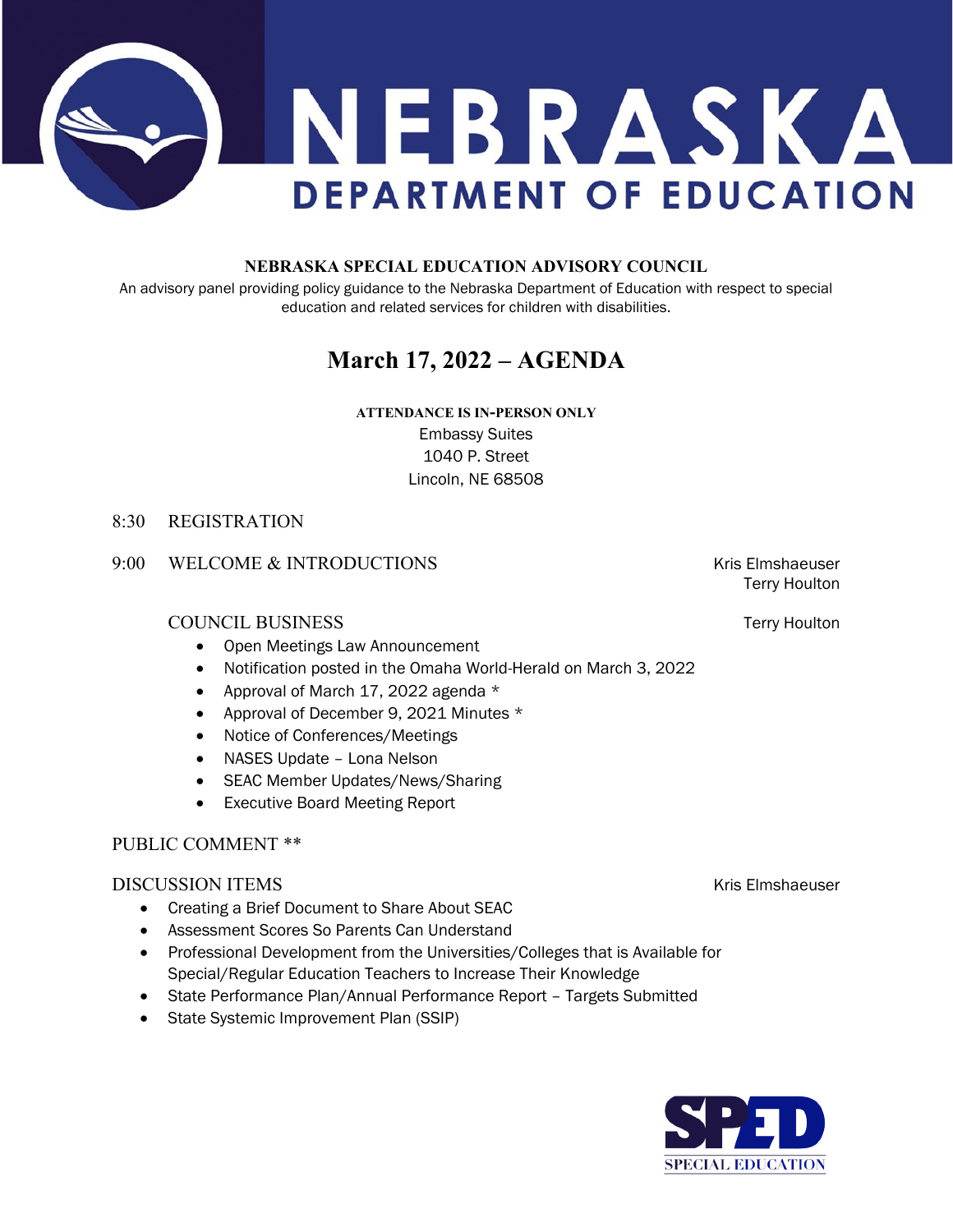# NEBRASKA DEPARTMENT OF EDUCATION

**NEBRASKA SPECIAL EDUCATION ADVISORY COUNCIL**

An advisory panel providing policy guidance to the Nebraska Department of Education with respect to special education and related services for children with disabilities.

## March 17, 2022 – AGENDA

**ATTENDANCE IS IN-PERSON ONLY**
Embassy Suites
1040 P. Street
Lincoln, NE 68508

8:30 REGISTRATION

9:00 WELCOME & INTRODUCTIONS — Kris Elmshaeuser, Terry Houlton

COUNCIL BUSINESS — Terry Houlton

- Open Meetings Law Announcement
- Notification posted in the Omaha World-Herald on March 3, 2022
- Approval of March 17, 2022 agenda *
- Approval of December 9, 2021 Minutes *
- Notice of Conferences/Meetings
- NASES Update – Lona Nelson
- SEAC Member Updates/News/Sharing
- Executive Board Meeting Report

PUBLIC COMMENT **

DISCUSSION ITEMS — Kris Elmshaeuser

- Creating a Brief Document to Share About SEAC
- Assessment Scores So Parents Can Understand
- Professional Development from the Universities/Colleges that is Available for Special/Regular Education Teachers to Increase Their Knowledge
- State Performance Plan/Annual Performance Report – Targets Submitted
- State Systemic Improvement Plan (SSIP)

SPED SPECIAL EDUCATION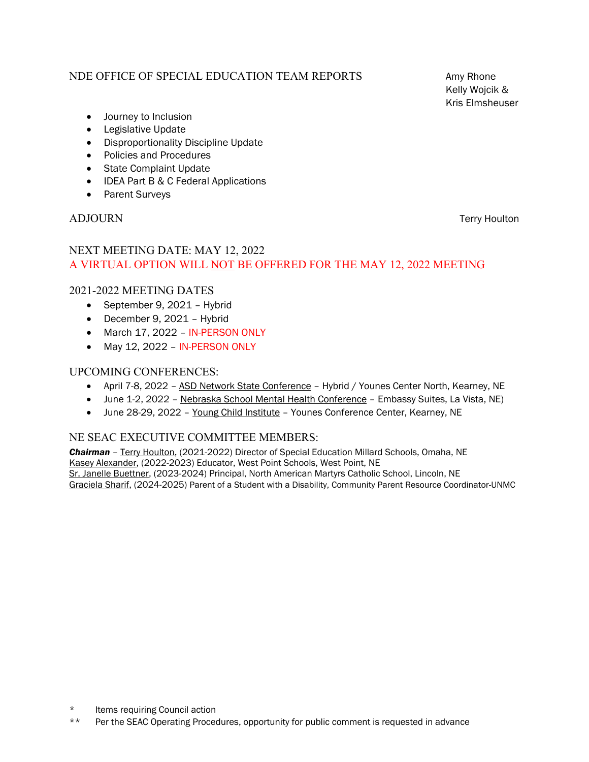NDE OFFICE OF SPECIAL EDUCATION TEAM REPORTS — Amy Rhone, Kelly Wojcik & Kris Elmsheuser

- Journey to Inclusion
- Legislative Update
- Disproportionality Discipline Update
- Policies and Procedures
- State Complaint Update
- IDEA Part B & C Federal Applications
- Parent Surveys

ADJOURN — Terry Houlton

## NEXT MEETING DATE: MAY 12, 2022

**A VIRTUAL OPTION WILL NOT BE OFFERED FOR THE MAY 12, 2022 MEETING**

## 2021-2022 MEETING DATES

- September 9, 2021 – Hybrid
- December 9, 2021 – Hybrid
- March 17, 2022 – IN-PERSON ONLY
- May 12, 2022 – IN-PERSON ONLY

## UPCOMING CONFERENCES:

- April 7-8, 2022 – ASD Network State Conference – Hybrid / Younes Center North, Kearney, NE
- June 1-2, 2022 – Nebraska School Mental Health Conference – Embassy Suites, La Vista, NE)
- June 28-29, 2022 – Young Child Institute – Younes Conference Center, Kearney, NE

## NE SEAC EXECUTIVE COMMITTEE MEMBERS:

***Chairman*** – Terry Houlton, (2021-2022) Director of Special Education Millard Schools, Omaha, NE
Kasey Alexander, (2022-2023) Educator, West Point Schools, West Point, NE
Sr. Janelle Buettner, (2023-2024) Principal, North American Martyrs Catholic School, Lincoln, NE
Graciela Sharif, (2024-2025) Parent of a Student with a Disability, Community Parent Resource Coordinator-UNMC

\* Items requiring Council action
\*\* Per the SEAC Operating Procedures, opportunity for public comment is requested in advance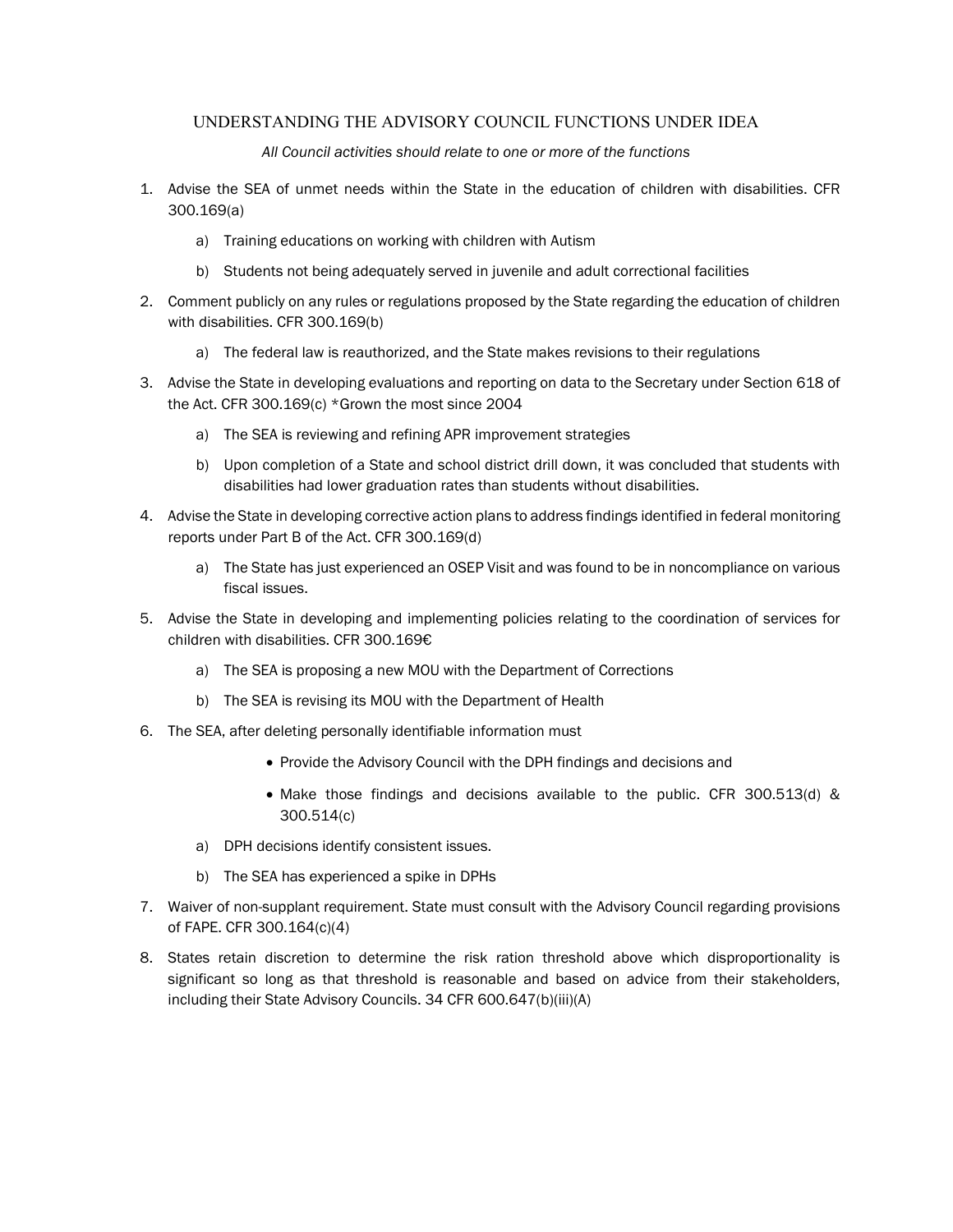## UNDERSTANDING THE ADVISORY COUNCIL FUNCTIONS UNDER IDEA

*All Council activities should relate to one or more of the functions*

1. Advise the SEA of unmet needs within the State in the education of children with disabilities. CFR 300.169(a)
   a) Training educations on working with children with Autism
   b) Students not being adequately served in juvenile and adult correctional facilities
2. Comment publicly on any rules or regulations proposed by the State regarding the education of children with disabilities. CFR 300.169(b)
   a) The federal law is reauthorized, and the State makes revisions to their regulations
3. Advise the State in developing evaluations and reporting on data to the Secretary under Section 618 of the Act. CFR 300.169(c) *Grown the most since 2004
   a) The SEA is reviewing and refining APR improvement strategies
   b) Upon completion of a State and school district drill down, it was concluded that students with disabilities had lower graduation rates than students without disabilities.
4. Advise the State in developing corrective action plans to address findings identified in federal monitoring reports under Part B of the Act. CFR 300.169(d)
   a) The State has just experienced an OSEP Visit and was found to be in noncompliance on various fiscal issues.
5. Advise the State in developing and implementing policies relating to the coordination of services for children with disabilities. CFR 300.169€
   a) The SEA is proposing a new MOU with the Department of Corrections
   b) The SEA is revising its MOU with the Department of Health
6. The SEA, after deleting personally identifiable information must
   - Provide the Advisory Council with the DPH findings and decisions and
   - Make those findings and decisions available to the public. CFR 300.513(d) & 300.514(c)

   a) DPH decisions identify consistent issues.
   b) The SEA has experienced a spike in DPHs
7. Waiver of non-supplant requirement. State must consult with the Advisory Council regarding provisions of FAPE. CFR 300.164(c)(4)
8. States retain discretion to determine the risk ration threshold above which disproportionality is significant so long as that threshold is reasonable and based on advice from their stakeholders, including their State Advisory Councils. 34 CFR 600.647(b)(iii)(A)